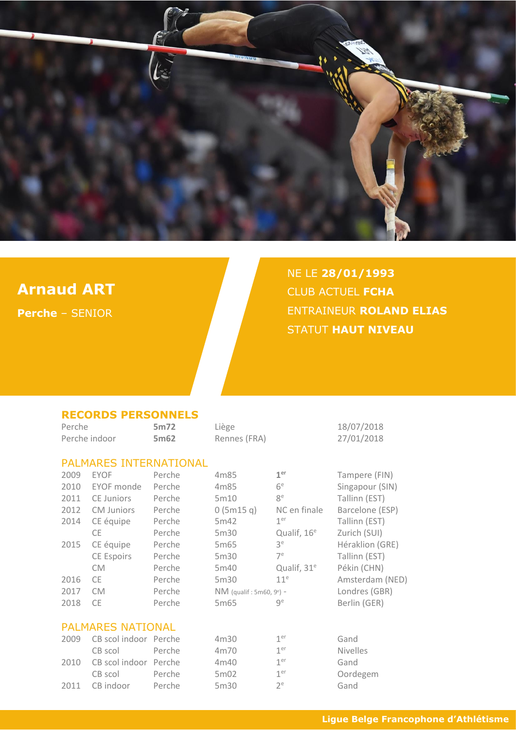# Arnaud ART

**Perche** – SENIOR

NE LE **28/01/1993**
CLUB ACTUEL **FCHA**
ENTRAINEUR **ROLAND ELIAS**
STATUT **HAUT NIVEAU**

## RECORDS PERSONNELS

| | | | |
|---|---|---|---|
| Perche | **5m72** | Liège | 18/07/2018 |
| Perche indoor | **5m62** | Rennes (FRA) | 27/01/2018 |

## PALMARES INTERNATIONAL

| | | | | | |
|---|---|---|---|---|---|
| 2009 | EYOF | Perche | 4m85 | **1er** | Tampere (FIN) |
| 2010 | EYOF monde | Perche | 4m85 | 6e | Singapour (SIN) |
| 2011 | CE Juniors | Perche | 5m10 | 8e | Tallinn (EST) |
| 2012 | CM Juniors | Perche | 0 (5m15 q) | NC en finale | Barcelone (ESP) |
| 2014 | CE équipe | Perche | 5m42 | 1er | Tallinn (EST) |
| | CE | Perche | 5m30 | Qualif, 16e | Zurich (SUI) |
| 2015 | CE équipe | Perche | 5m65 | 3e | Héraklion (GRE) |
| | CE Espoirs | Perche | 5m30 | 7e | Tallinn (EST) |
| | CM | Perche | 5m40 | Qualif, 31e | Pékin (CHN) |
| 2016 | CE | Perche | 5m30 | 11e | Amsterdam (NED) |
| 2017 | CM | Perche | NM (qualif : 5m60, 9e) - | | Londres (GBR) |
| 2018 | CE | Perche | 5m65 | 9e | Berlin (GER) |

## PALMARES NATIONAL

| | | | | | |
|---|---|---|---|---|---|
| 2009 | CB scol indoor | Perche | 4m30 | 1er | Gand |
| | CB scol | Perche | 4m70 | 1er | Nivelles |
| 2010 | CB scol indoor | Perche | 4m40 | 1er | Gand |
| | CB scol | Perche | 5m02 | 1er | Oordegem |
| 2011 | CB indoor | Perche | 5m30 | 2e | Gand |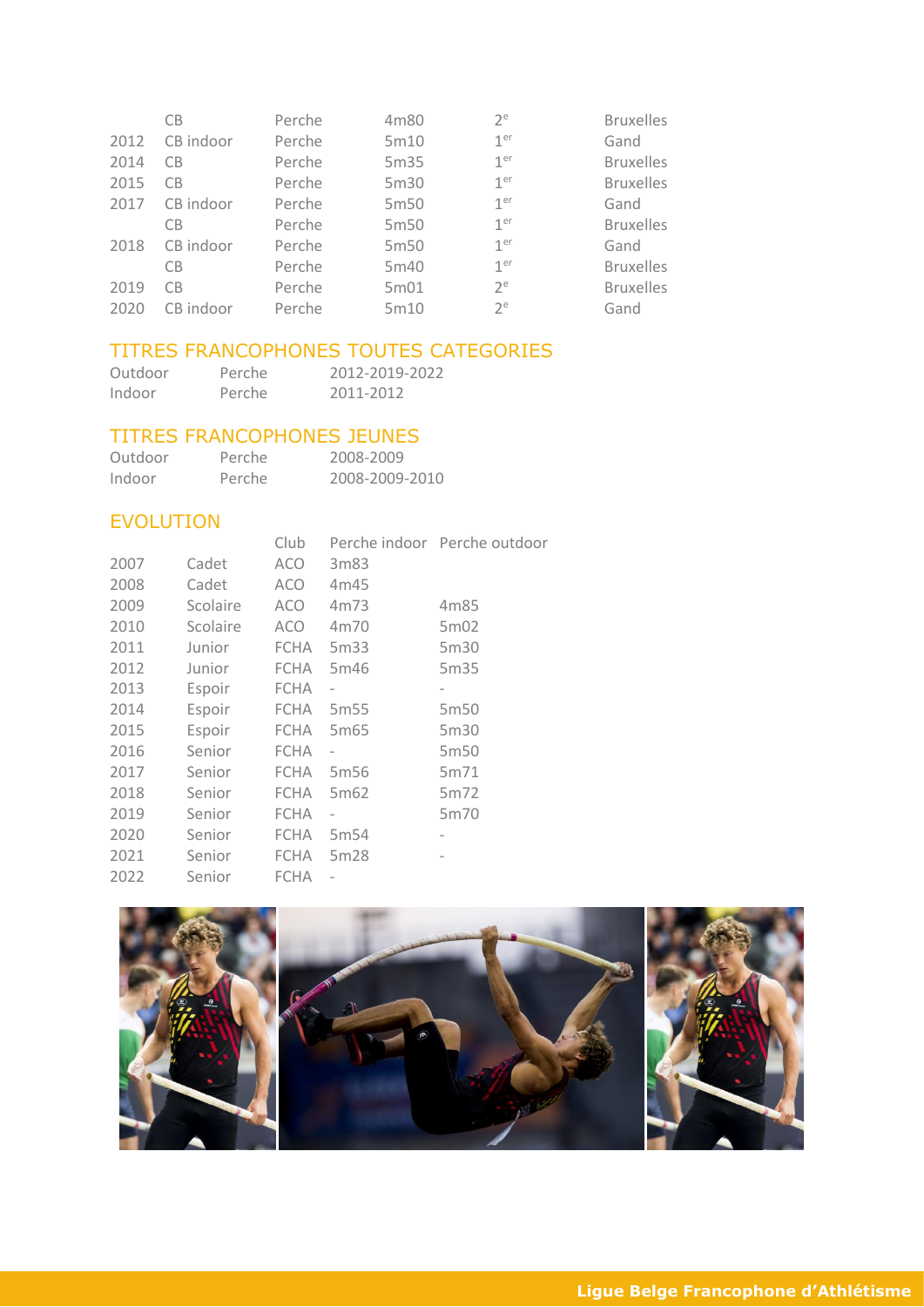| | | | | | |
|---|---|---|---|---|---|
| | CB | Perche | 4m80 | 2e | Bruxelles |
| 2012 | CB indoor | Perche | 5m10 | 1er | Gand |
| 2014 | CB | Perche | 5m35 | 1er | Bruxelles |
| 2015 | CB | Perche | 5m30 | 1er | Bruxelles |
| 2017 | CB indoor | Perche | 5m50 | 1er | Gand |
| | CB | Perche | 5m50 | 1er | Bruxelles |
| 2018 | CB indoor | Perche | 5m50 | 1er | Gand |
| | CB | Perche | 5m40 | 1er | Bruxelles |
| 2019 | CB | Perche | 5m01 | 2e | Bruxelles |
| 2020 | CB indoor | Perche | 5m10 | 2e | Gand |

## TITRES FRANCOPHONES TOUTES CATEGORIES

| | | |
|---|---|---|
| Outdoor | Perche | 2012-2019-2022 |
| Indoor | Perche | 2011-2012 |

## TITRES FRANCOPHONES JEUNES

| | | |
|---|---|---|
| Outdoor | Perche | 2008-2009 |
| Indoor | Perche | 2008-2009-2010 |

## EVOLUTION

| | | Club | Perche indoor | Perche outdoor |
|---|---|---|---|---|
| 2007 | Cadet | ACO | 3m83 | |
| 2008 | Cadet | ACO | 4m45 | |
| 2009 | Scolaire | ACO | 4m73 | 4m85 |
| 2010 | Scolaire | ACO | 4m70 | 5m02 |
| 2011 | Junior | FCHA | 5m33 | 5m30 |
| 2012 | Junior | FCHA | 5m46 | 5m35 |
| 2013 | Espoir | FCHA | - | - |
| 2014 | Espoir | FCHA | 5m55 | 5m50 |
| 2015 | Espoir | FCHA | 5m65 | 5m30 |
| 2016 | Senior | FCHA | - | 5m50 |
| 2017 | Senior | FCHA | 5m56 | 5m71 |
| 2018 | Senior | FCHA | 5m62 | 5m72 |
| 2019 | Senior | FCHA | - | 5m70 |
| 2020 | Senior | FCHA | 5m54 | - |
| 2021 | Senior | FCHA | 5m28 | - |
| 2022 | Senior | FCHA | - | |